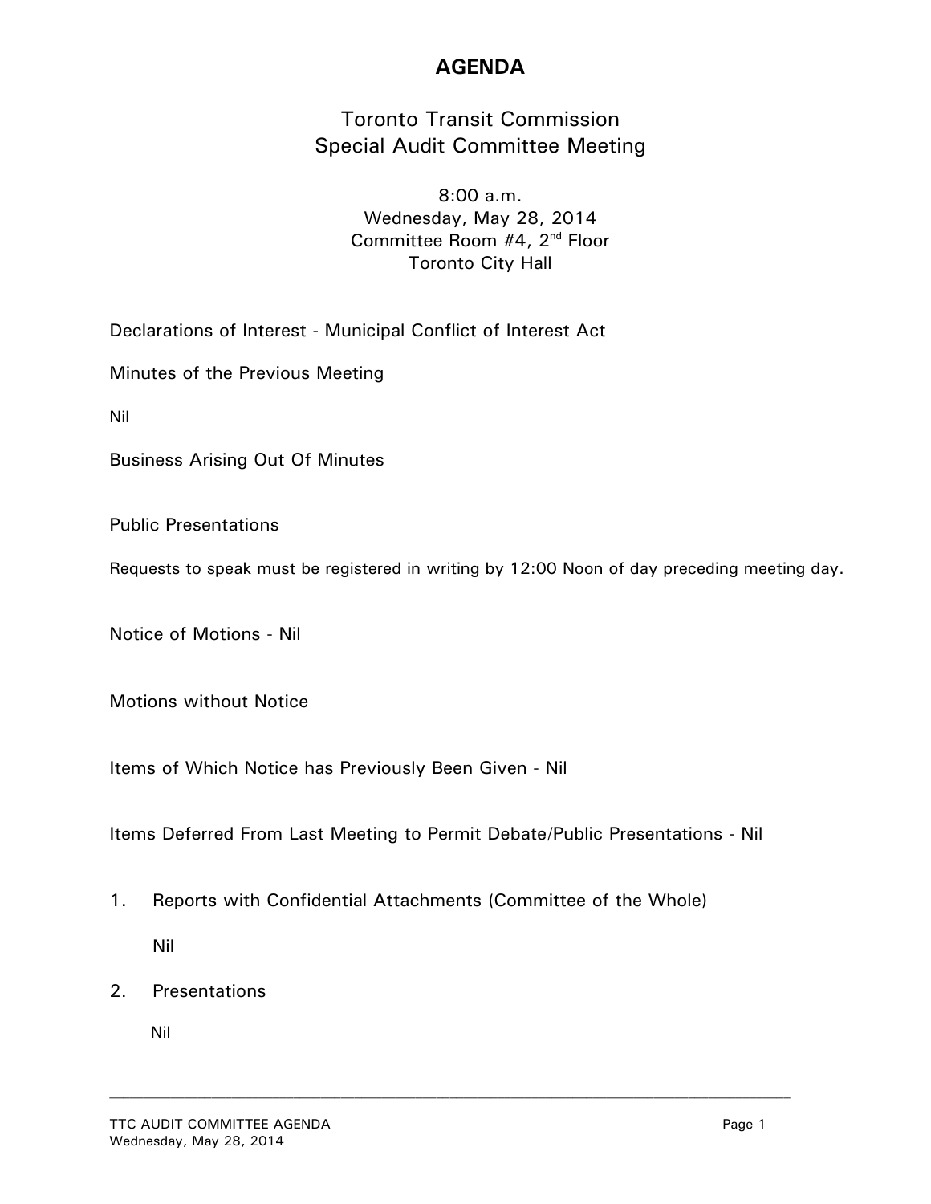# AGENDA

## Toronto Transit Commission
## Special Audit Committee Meeting

8:00 a.m.
Wednesday, May 28, 2014
Committee Room #4, 2nd Floor
Toronto City Hall

Declarations of Interest - Municipal Conflict of Interest Act

Minutes of the Previous Meeting

Nil

Business Arising Out Of Minutes

Public Presentations

Requests to speak must be registered in writing by 12:00 Noon of day preceding meeting day.

Notice of Motions - Nil

Motions without Notice

Items of Which Notice has Previously Been Given - Nil

Items Deferred From Last Meeting to Permit Debate/Public Presentations - Nil

1. Reports with Confidential Attachments (Committee of the Whole)

   Nil

2. Presentations

   Nil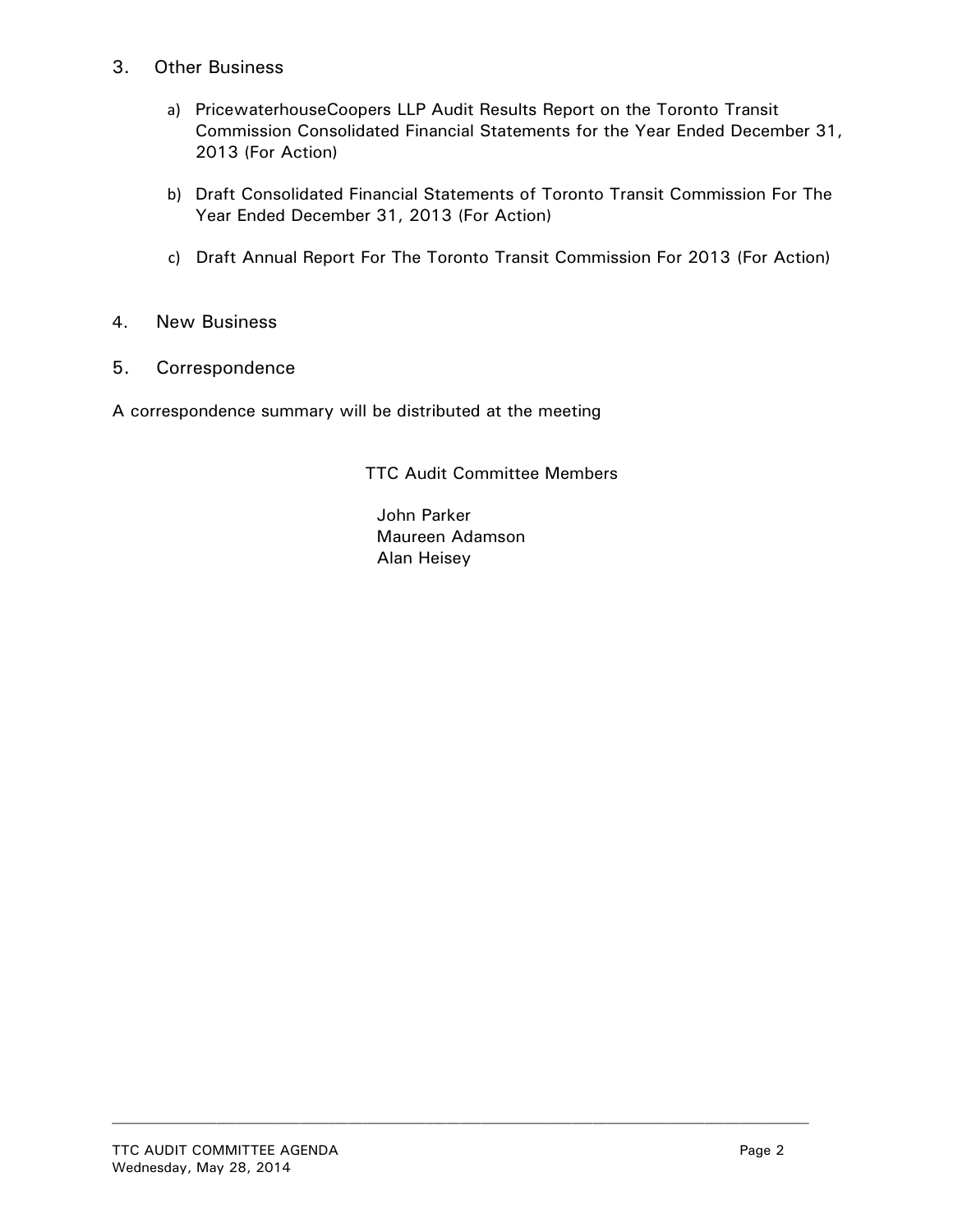3. Other Business

   a) PricewaterhouseCoopers LLP Audit Results Report on the Toronto Transit Commission Consolidated Financial Statements for the Year Ended December 31, 2013 (For Action)

   b) Draft Consolidated Financial Statements of Toronto Transit Commission For The Year Ended December 31, 2013 (For Action)

   c) Draft Annual Report For The Toronto Transit Commission For 2013 (For Action)

4. New Business

5. Correspondence

A correspondence summary will be distributed at the meeting

TTC Audit Committee Members

John Parker
Maureen Adamson
Alan Heisey